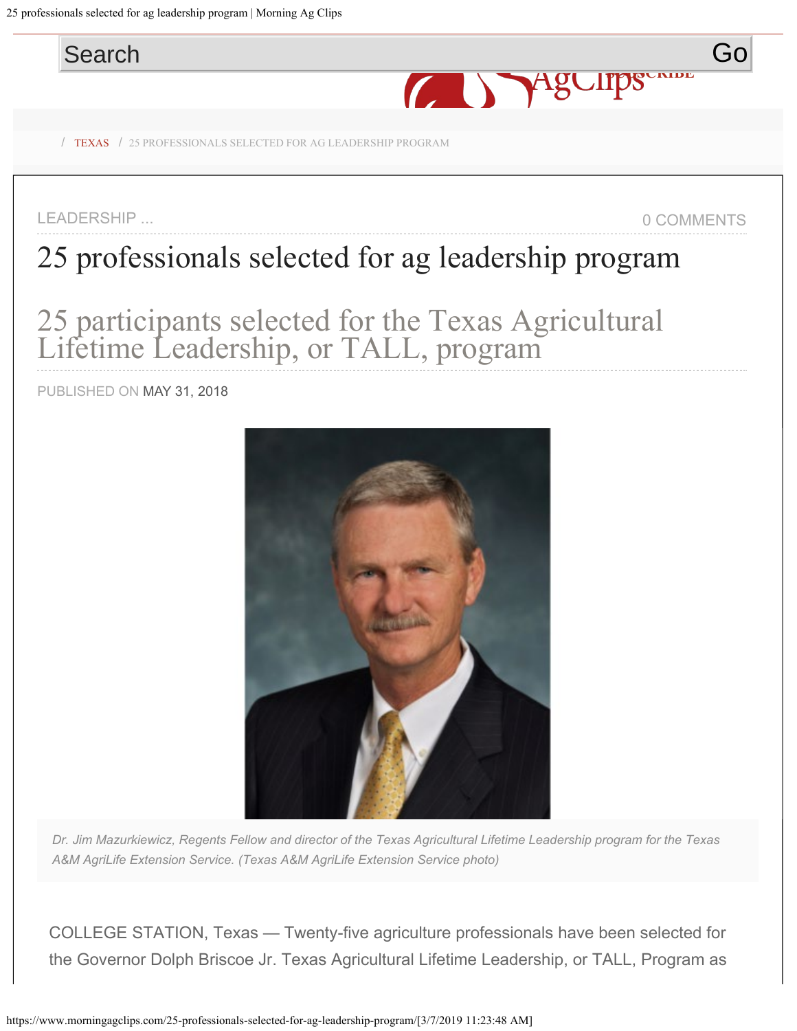Search Go

/ TEXAS / 25 PROFESSIONALS SELECTED FOR AG LEADERSHIP PROGRAM

LEADERSHIP ... 0 COMMENTS

# 25 professionals selected for ag leadership program

## 25 participants selected for the Texas Agricultural Lifetime Leadership, or TALL, program

PUBLISHED ON MAY 31, 2018

*Dr. Jim Mazurkiewicz, Regents Fellow and director of the Texas Agricultural Lifetime Leadership program for the Texas A&M AgriLife Extension Service. (Texas A&M AgriLife Extension Service photo)*

COLLEGE STATION, Texas — Twenty-five agriculture professionals have been selected for the Governor Dolph Briscoe Jr. Texas Agricultural Lifetime Leadership, or TALL, Program as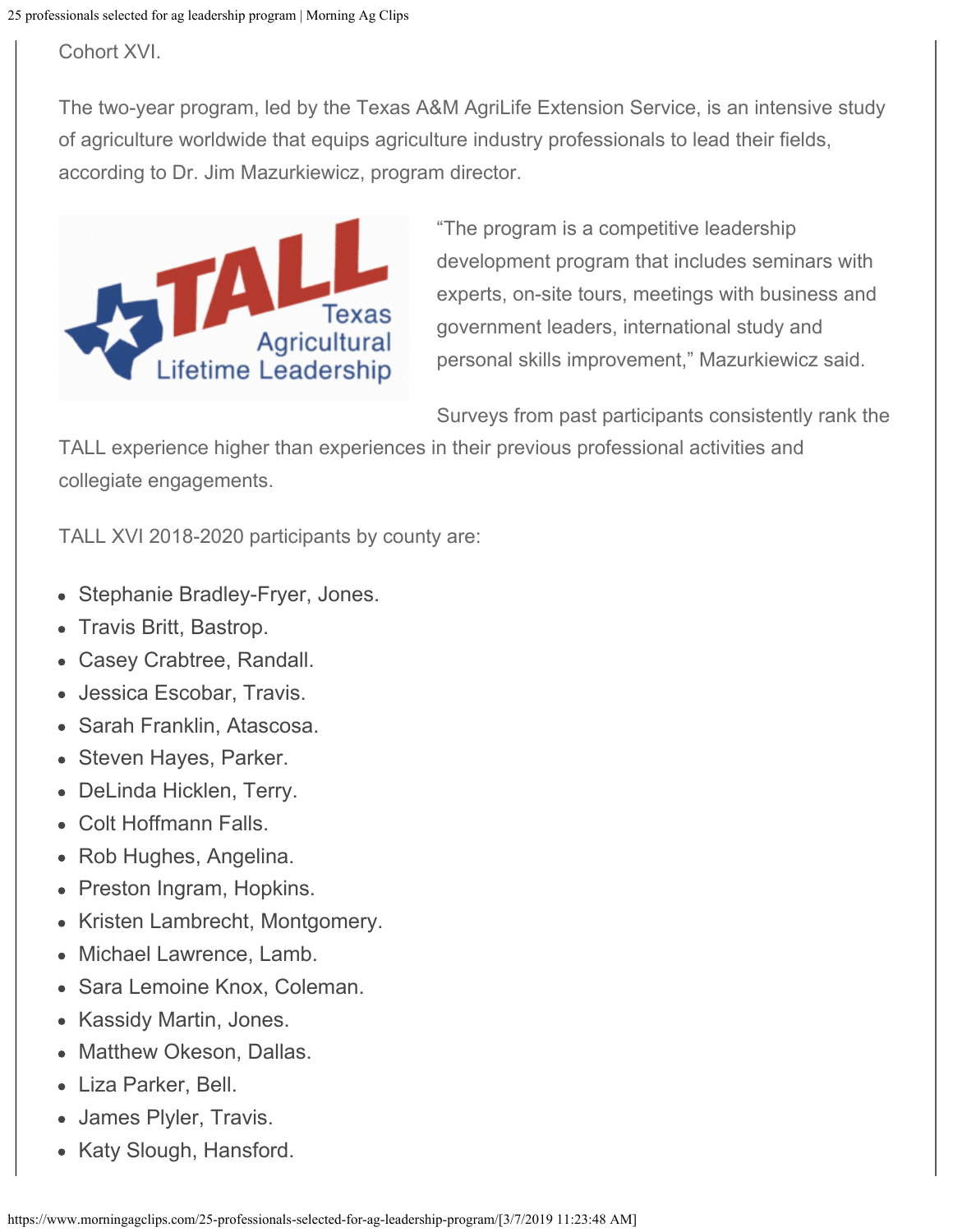Cohort XVI.

The two-year program, led by the Texas A&M AgriLife Extension Service, is an intensive study of agriculture worldwide that equips agriculture industry professionals to lead their fields, according to Dr. Jim Mazurkiewicz, program director.

“The program is a competitive leadership development program that includes seminars with experts, on-site tours, meetings with business and government leaders, international study and personal skills improvement,” Mazurkiewicz said.

Surveys from past participants consistently rank the TALL experience higher than experiences in their previous professional activities and collegiate engagements.

TALL XVI 2018-2020 participants by county are:

- Stephanie Bradley-Fryer, Jones.
- Travis Britt, Bastrop.
- Casey Crabtree, Randall.
- Jessica Escobar, Travis.
- Sarah Franklin, Atascosa.
- Steven Hayes, Parker.
- DeLinda Hicklen, Terry.
- Colt Hoffmann Falls.
- Rob Hughes, Angelina.
- Preston Ingram, Hopkins.
- Kristen Lambrecht, Montgomery.
- Michael Lawrence, Lamb.
- Sara Lemoine Knox, Coleman.
- Kassidy Martin, Jones.
- Matthew Okeson, Dallas.
- Liza Parker, Bell.
- James Plyler, Travis.
- Katy Slough, Hansford.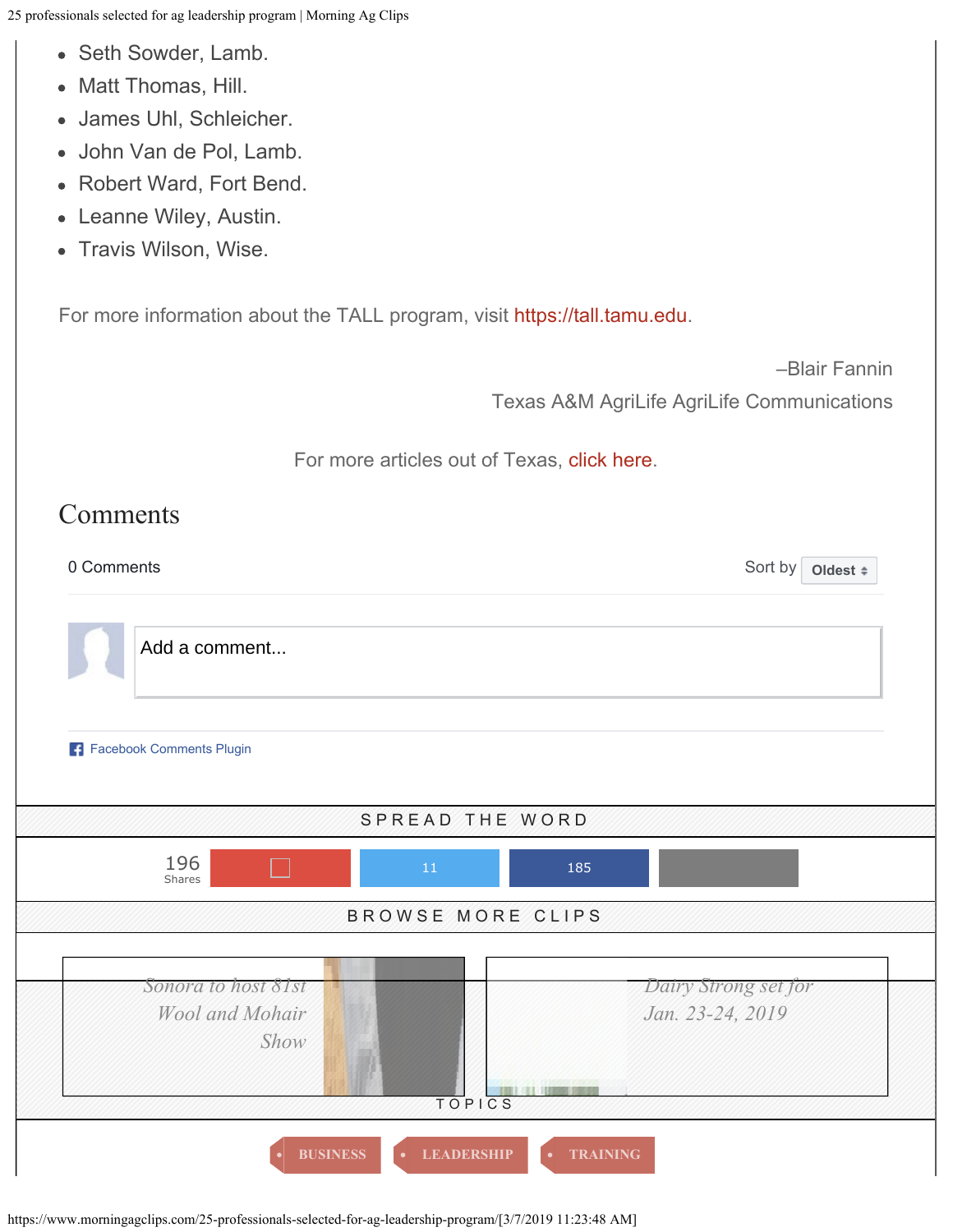- Seth Sowder, Lamb.
- Matt Thomas, Hill.
- James Uhl, Schleicher.
- John Van de Pol, Lamb.
- Robert Ward, Fort Bend.
- Leanne Wiley, Austin.
- Travis Wilson, Wise.

For more information about the TALL program, visit https://tall.tamu.edu.

–Blair Fannin
Texas A&M AgriLife AgriLife Communications

For more articles out of Texas, click here.

## Comments

0 Comments Sort by Oldest

Add a comment...

Facebook Comments Plugin

SPREAD THE WORD

196 Shares 11 185

BROWSE MORE CLIPS

*Sonora to host 81st Wool and Mohair Show*

*Dairy Strong set for Jan. 23-24, 2019*

TOPICS

BUSINESS LEADERSHIP TRAINING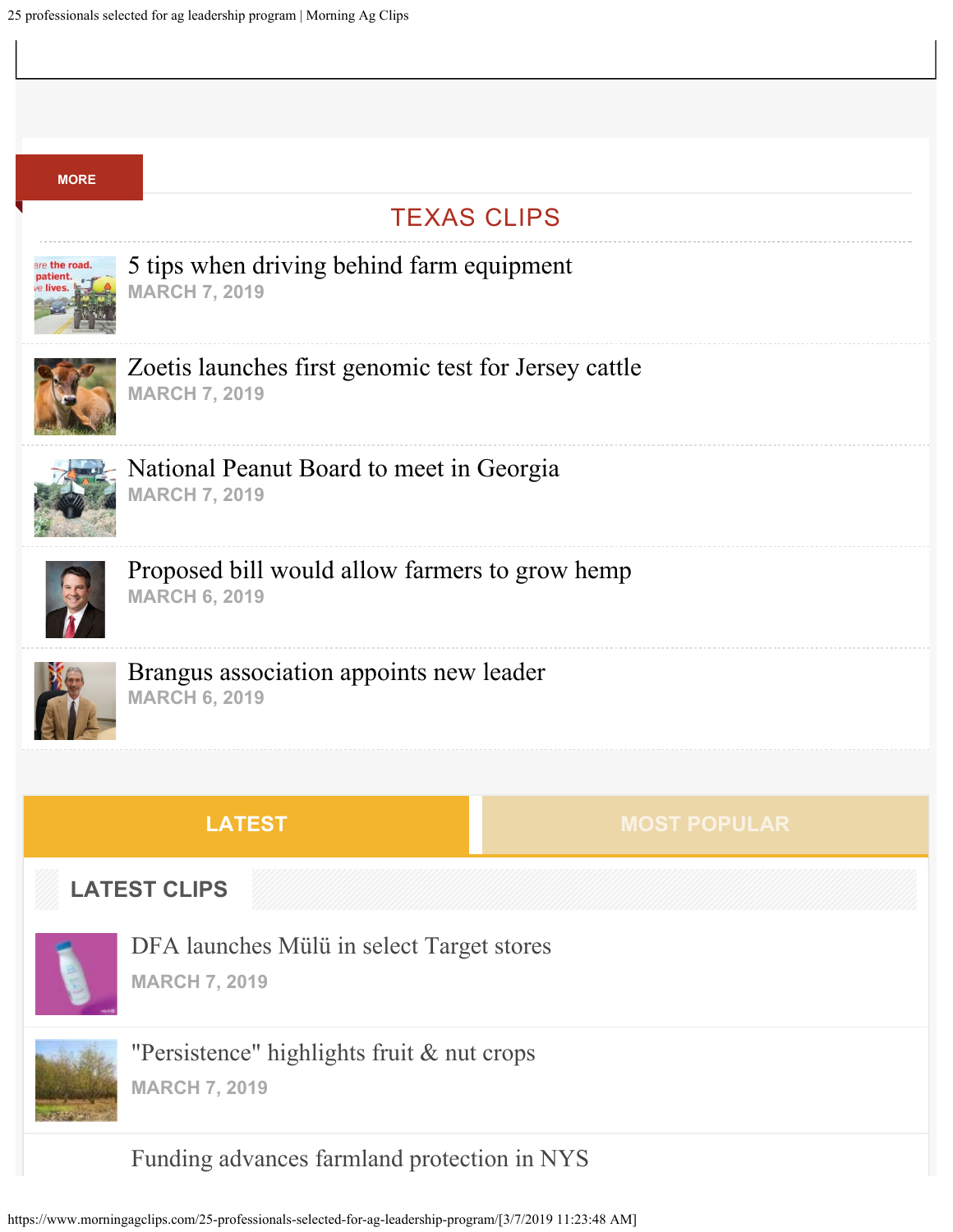MORE

## TEXAS CLIPS

5 tips when driving behind farm equipment
MARCH 7, 2019

Zoetis launches first genomic test for Jersey cattle
MARCH 7, 2019

National Peanut Board to meet in Georgia
MARCH 7, 2019

Proposed bill would allow farmers to grow hemp
MARCH 6, 2019

Brangus association appoints new leader
MARCH 6, 2019

LATEST | MOST POPULAR

### LATEST CLIPS

DFA launches Mülü in select Target stores
MARCH 7, 2019

"Persistence" highlights fruit & nut crops
MARCH 7, 2019

Funding advances farmland protection in NYS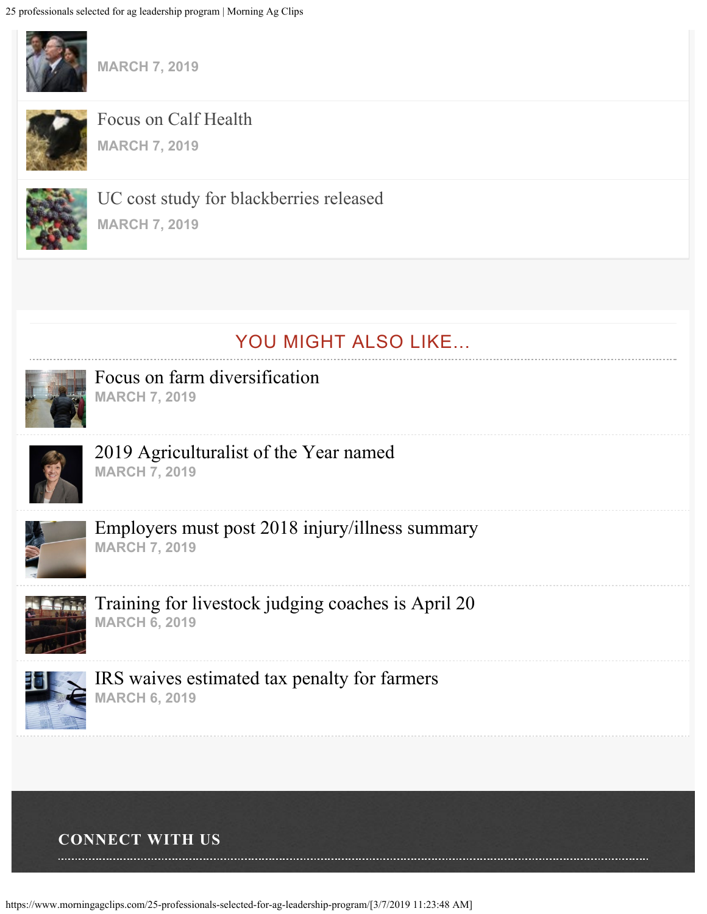MARCH 7, 2019

Focus on Calf Health

MARCH 7, 2019

UC cost study for blackberries released

MARCH 7, 2019

## YOU MIGHT ALSO LIKE...

Focus on farm diversification

MARCH 7, 2019

2019 Agriculturalist of the Year named

MARCH 7, 2019

Employers must post 2018 injury/illness summary

MARCH 7, 2019

Training for livestock judging coaches is April 20

MARCH 6, 2019

IRS waives estimated tax penalty for farmers

MARCH 6, 2019

### CONNECT WITH US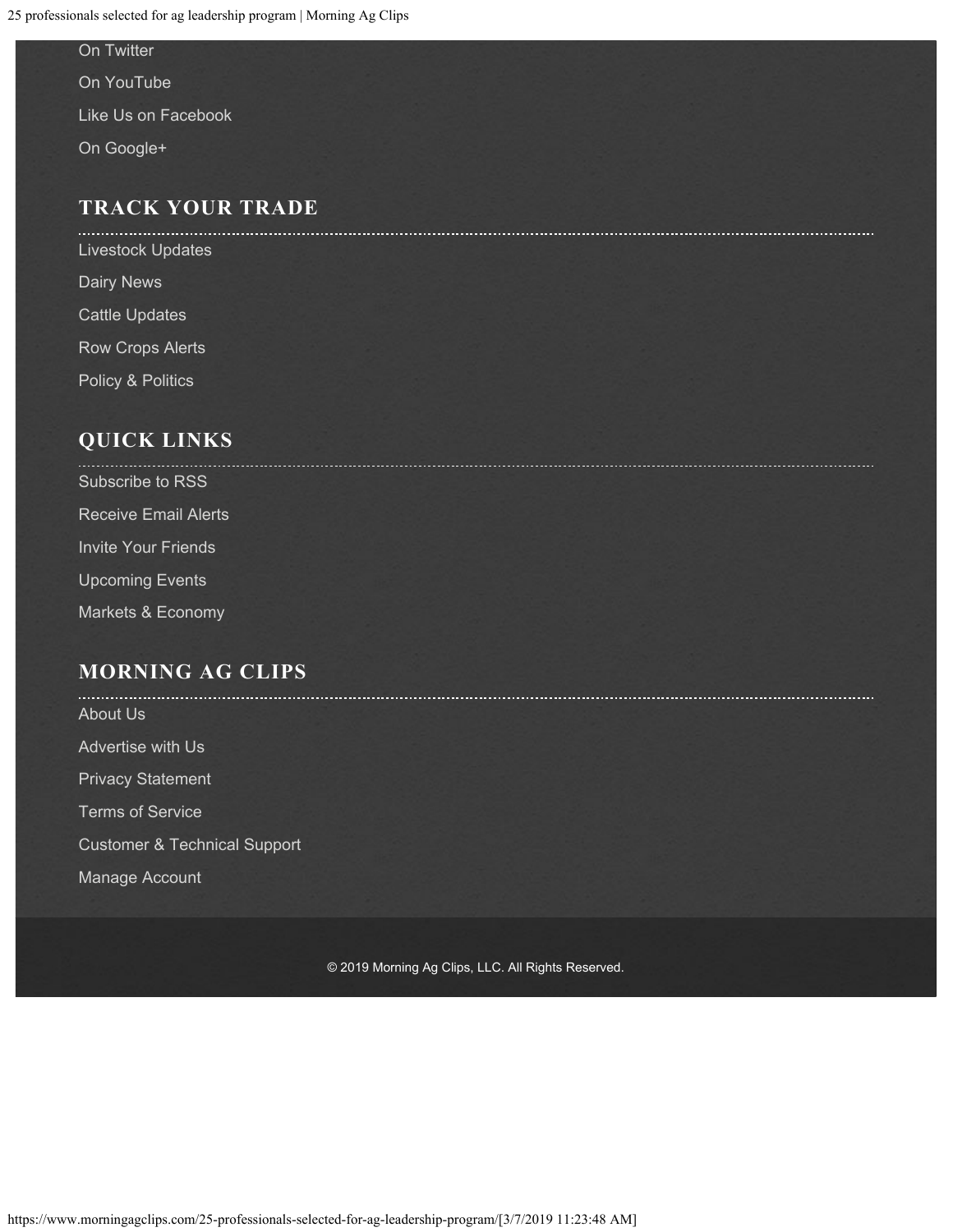On Twitter

On YouTube

Like Us on Facebook

On Google+

## TRACK YOUR TRADE

Livestock Updates

Dairy News

Cattle Updates

Row Crops Alerts

Policy & Politics

## QUICK LINKS

Subscribe to RSS

Receive Email Alerts

Invite Your Friends

Upcoming Events

Markets & Economy

## MORNING AG CLIPS

About Us

Advertise with Us

Privacy Statement

Terms of Service

Customer & Technical Support

Manage Account

© 2019 Morning Ag Clips, LLC. All Rights Reserved.